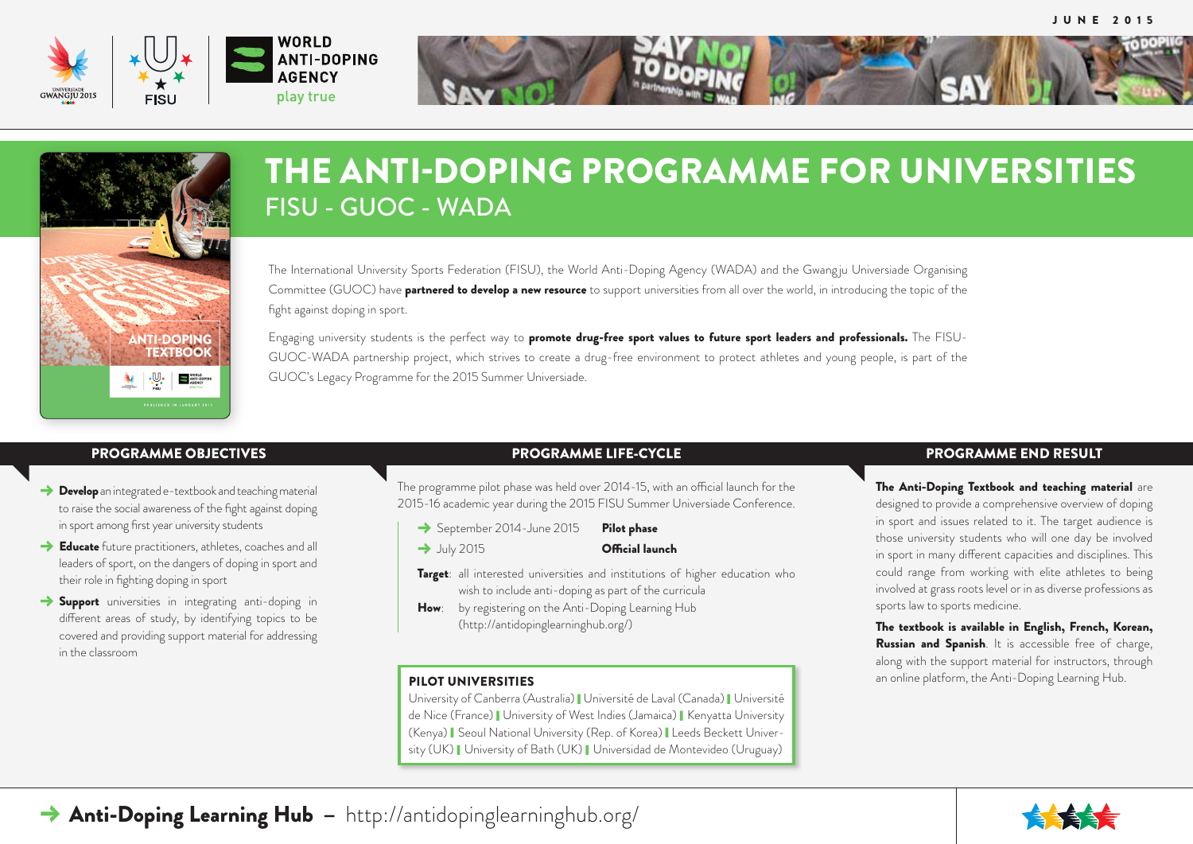JUNE 2015

WORLD ANTI-DOPING AGENCY
play true

# THE ANTI-DOPING PROGRAMME FOR UNIVERSITIES

## FISU - GUOC - WADA

The International University Sports Federation (FISU), the World Anti-Doping Agency (WADA) and the Gwangju Universiade Organising Committee (GUOC) have **partnered to develop a new resource** to support universities from all over the world, in introducing the topic of the fight against doping in sport.

Engaging university students is the perfect way to **promote drug-free sport values to future sport leaders and professionals.** The FISU-GUOC-WADA partnership project, which strives to create a drug-free environment to protect athletes and young people, is part of the GUOC's Legacy Programme for the 2015 Summer Universiade.

### PROGRAMME OBJECTIVES

- **Develop** an integrated e-textbook and teaching material to raise the social awareness of the fight against doping in sport among first year university students
- **Educate** future practitioners, athletes, coaches and all leaders of sport, on the dangers of doping in sport and their role in fighting doping in sport
- **Support** universities in integrating anti-doping in different areas of study, by identifying topics to be covered and providing support material for addressing in the classroom

### PROGRAMME LIFE-CYCLE

The programme pilot phase was held over 2014-15, with an official launch for the 2015-16 academic year during the 2015 FISU Summer Universiade Conference.

- September 2014-June 2015 — **Pilot phase**
- July 2015 — **Official launch**

**Target**: all interested universities and institutions of higher education who wish to include anti-doping as part of the curricula

**How**: by registering on the Anti-Doping Learning Hub (http://antidopinglearninghub.org/)

#### PILOT UNIVERSITIES

University of Canberra (Australia) | Université de Laval (Canada) | Université de Nice (France) | University of West Indies (Jamaica) | Kenyatta University (Kenya) | Seoul National University (Rep. of Korea) | Leeds Beckett University (UK) | University of Bath (UK) | Universidad de Montevideo (Uruguay)

### PROGRAMME END RESULT

**The Anti-Doping Textbook and teaching material** are designed to provide a comprehensive overview of doping in sport and issues related to it. The target audience is those university students who will one day be involved in sport in many different capacities and disciplines. This could range from working with elite athletes to being involved at grass roots level or in as diverse professions as sports law to sports medicine.

**The textbook is available in English, French, Korean, Russian and Spanish**. It is accessible free of charge, along with the support material for instructors, through an online platform, the Anti-Doping Learning Hub.

**Anti-Doping Learning Hub** – http://antidopinglearninghub.org/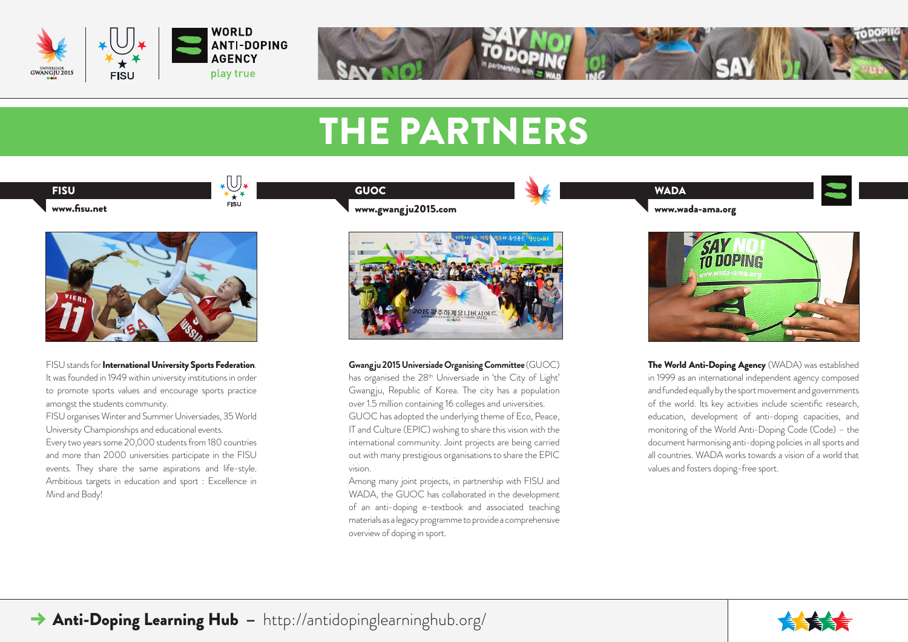# THE PARTNERS

## FISU

www.fisu.net

FISU stands for **International University Sports Federation**. It was founded in 1949 within university institutions in order to promote sports values and encourage sports practice amongst the students community.

FISU organises Winter and Summer Universiades, 35 World University Championships and educational events.

Every two years some 20,000 students from 180 countries and more than 2000 universities participate in the FISU events. They share the same aspirations and life-style. Ambitious targets in education and sport : Excellence in Mind and Body!

## GUOC

www.gwangju2015.com

**Gwangju 2015 Universiade Organising Committee** (GUOC) has organised the 28th Universiade in 'the City of Light' Gwangju, Republic of Korea. The city has a population over 1.5 million containing 16 colleges and universities.

GUOC has adopted the underlying theme of Eco, Peace, IT and Culture (EPIC) wishing to share this vision with the international community. Joint projects are being carried out with many prestigious organisations to share the EPIC vision.

Among many joint projects, in partnership with FISU and WADA, the GUOC has collaborated in the development of an anti-doping e-textbook and associated teaching materials as a legacy programme to provide a comprehensive overview of doping in sport.

## WADA

www.wada-ama.org

**The World Anti-Doping Agency** (WADA) was established in 1999 as an international independent agency composed and funded equally by the sport movement and governments of the world. Its key activities include scientific research, education, development of anti-doping capacities, and monitoring of the World Anti-Doping Code (Code) – the document harmonising anti-doping policies in all sports and all countries. WADA works towards a vision of a world that values and fosters doping-free sport.

→ **Anti-Doping Learning Hub** – http://antidopinglearninghub.org/